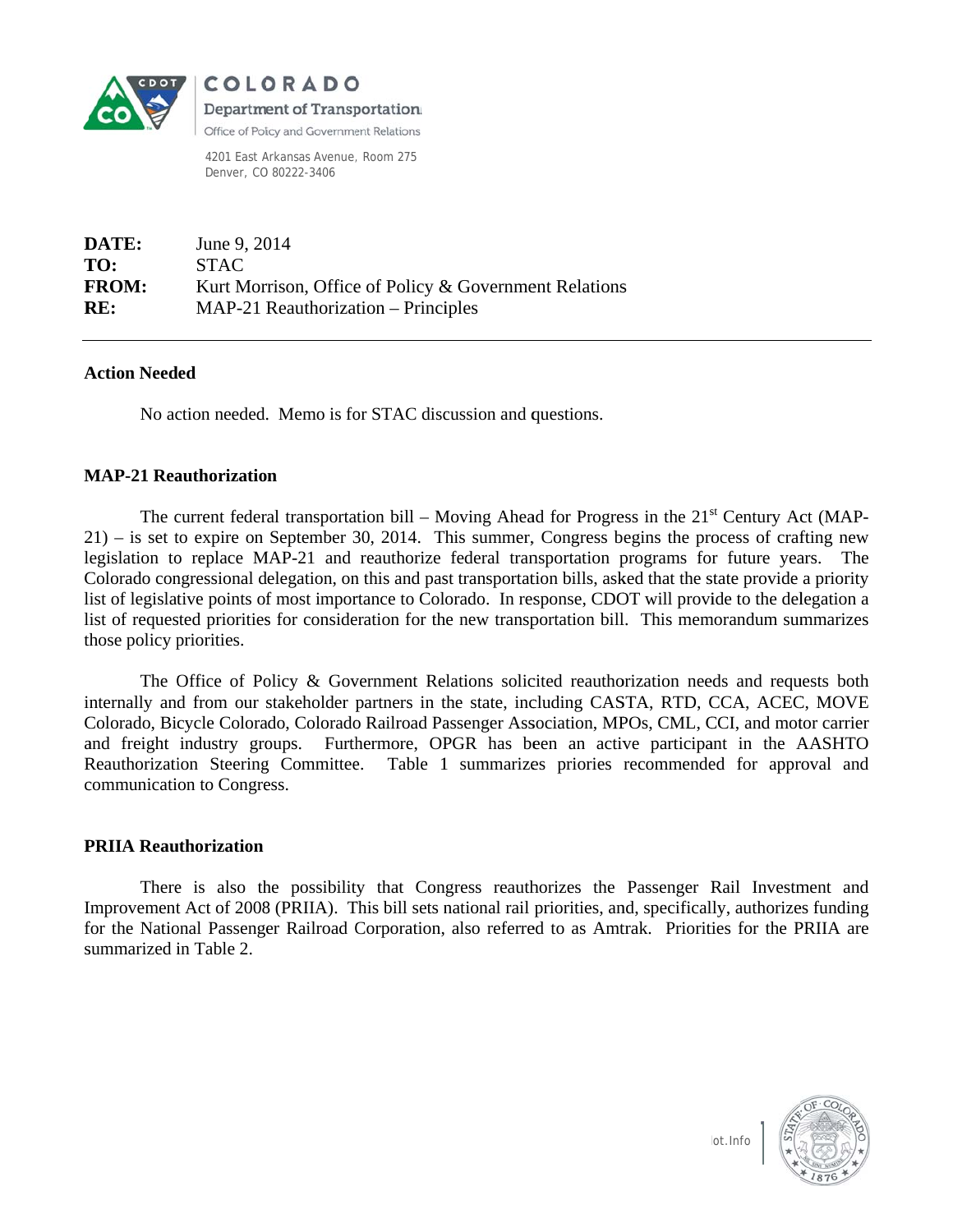**COLORADO**
**Department of Transportation**
Office of Policy and Government Relations

4201 East Arkansas Avenue, Room 275
Denver, CO 80222-3406

**DATE:** June 9, 2014
**TO:** STAC
**FROM:** Kurt Morrison, Office of Policy & Government Relations
**RE:** MAP-21 Reauthorization – Principles

---

## Action Needed

No action needed. Memo is for STAC discussion and questions.

## MAP-21 Reauthorization

The current federal transportation bill – Moving Ahead for Progress in the 21st Century Act (MAP-21) – is set to expire on September 30, 2014. This summer, Congress begins the process of crafting new legislation to replace MAP-21 and reauthorize federal transportation programs for future years. The Colorado congressional delegation, on this and past transportation bills, asked that the state provide a priority list of legislative points of most importance to Colorado. In response, CDOT will provide to the delegation a list of requested priorities for consideration for the new transportation bill. This memorandum summarizes those policy priorities.

The Office of Policy & Government Relations solicited reauthorization needs and requests both internally and from our stakeholder partners in the state, including CASTA, RTD, CCA, ACEC, MOVE Colorado, Bicycle Colorado, Colorado Railroad Passenger Association, MPOs, CML, CCI, and motor carrier and freight industry groups. Furthermore, OPGR has been an active participant in the AASHTO Reauthorization Steering Committee. Table 1 summarizes priories recommended for approval and communication to Congress.

## PRIIA Reauthorization

There is also the possibility that Congress reauthorizes the Passenger Rail Investment and Improvement Act of 2008 (PRIIA). This bill sets national rail priorities, and, specifically, authorizes funding for the National Passenger Railroad Corporation, also referred to as Amtrak. Priorities for the PRIIA are summarized in Table 2.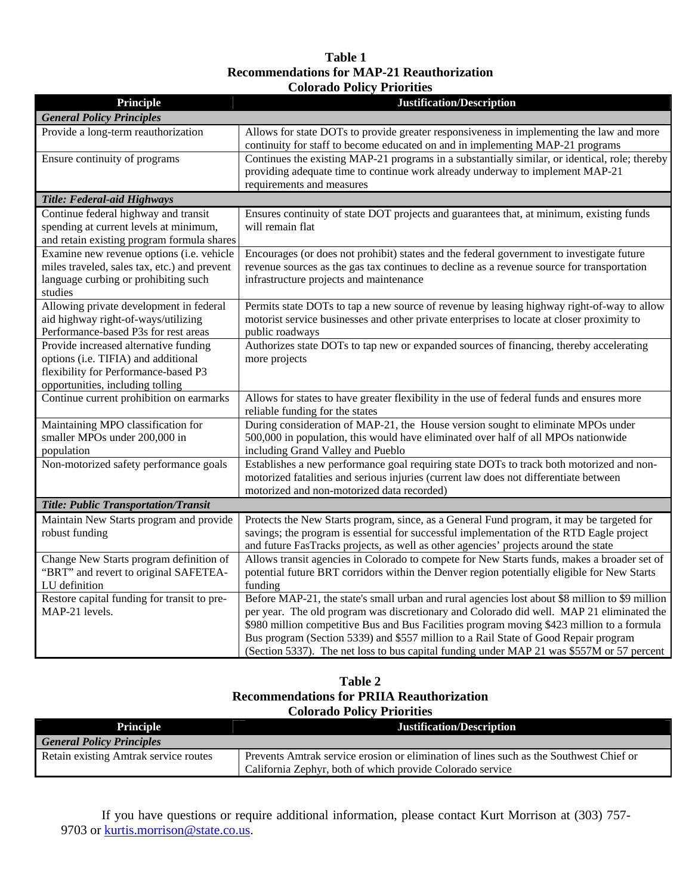**Table 1**
**Recommendations for MAP-21 Reauthorization**
**Colorado Policy Priorities**

| Principle | Justification/Description |
|---|---|
| ***General Policy Principles*** | |
| Provide a long-term reauthorization | Allows for state DOTs to provide greater responsiveness in implementing the law and more continuity for staff to become educated on and in implementing MAP-21 programs |
| Ensure continuity of programs | Continues the existing MAP-21 programs in a substantially similar, or identical, role; thereby providing adequate time to continue work already underway to implement MAP-21 requirements and measures |
| ***Title: Federal-aid Highways*** | |
| Continue federal highway and transit spending at current levels at minimum, and retain existing program formula shares | Ensures continuity of state DOT projects and guarantees that, at minimum, existing funds will remain flat |
| Examine new revenue options (i.e. vehicle miles traveled, sales tax, etc.) and prevent language curbing or prohibiting such studies | Encourages (or does not prohibit) states and the federal government to investigate future revenue sources as the gas tax continues to decline as a revenue source for transportation infrastructure projects and maintenance |
| Allowing private development in federal aid highway right-of-ways/utilizing Performance-based P3s for rest areas | Permits state DOTs to tap a new source of revenue by leasing highway right-of-way to allow motorist service businesses and other private enterprises to locate at closer proximity to public roadways |
| Provide increased alternative funding options (i.e. TIFIA) and additional flexibility for Performance-based P3 opportunities, including tolling | Authorizes state DOTs to tap new or expanded sources of financing, thereby accelerating more projects |
| Continue current prohibition on earmarks | Allows for states to have greater flexibility in the use of federal funds and ensures more reliable funding for the states |
| Maintaining MPO classification for smaller MPOs under 200,000 in population | During consideration of MAP-21, the House version sought to eliminate MPOs under 500,000 in population, this would have eliminated over half of all MPOs nationwide including Grand Valley and Pueblo |
| Non-motorized safety performance goals | Establishes a new performance goal requiring state DOTs to track both motorized and non-motorized fatalities and serious injuries (current law does not differentiate between motorized and non-motorized data recorded) |
| ***Title: Public Transportation/Transit*** | |
| Maintain New Starts program and provide robust funding | Protects the New Starts program, since, as a General Fund program, it may be targeted for savings; the program is essential for successful implementation of the RTD Eagle project and future FasTracks projects, as well as other agencies' projects around the state |
| Change New Starts program definition of "BRT" and revert to original SAFETEA-LU definition | Allows transit agencies in Colorado to compete for New Starts funds, makes a broader set of potential future BRT corridors within the Denver region potentially eligible for New Starts funding |
| Restore capital funding for transit to pre-MAP-21 levels. | Before MAP-21, the state's small urban and rural agencies lost about $8 million to $9 million per year. The old program was discretionary and Colorado did well. MAP 21 eliminated the $980 million competitive Bus and Bus Facilities program moving $423 million to a formula Bus program (Section 5339) and $557 million to a Rail State of Good Repair program (Section 5337). The net loss to bus capital funding under MAP 21 was $557M or 57 percent |

**Table 2**
**Recommendations for PRIIA Reauthorization**
**Colorado Policy Priorities**

| Principle | Justification/Description |
|---|---|
| ***General Policy Principles*** | |
| Retain existing Amtrak service routes | Prevents Amtrak service erosion or elimination of lines such as the Southwest Chief or California Zephyr, both of which provide Colorado service |

If you have questions or require additional information, please contact Kurt Morrison at (303) 757-9703 or kurtis.morrison@state.co.us.